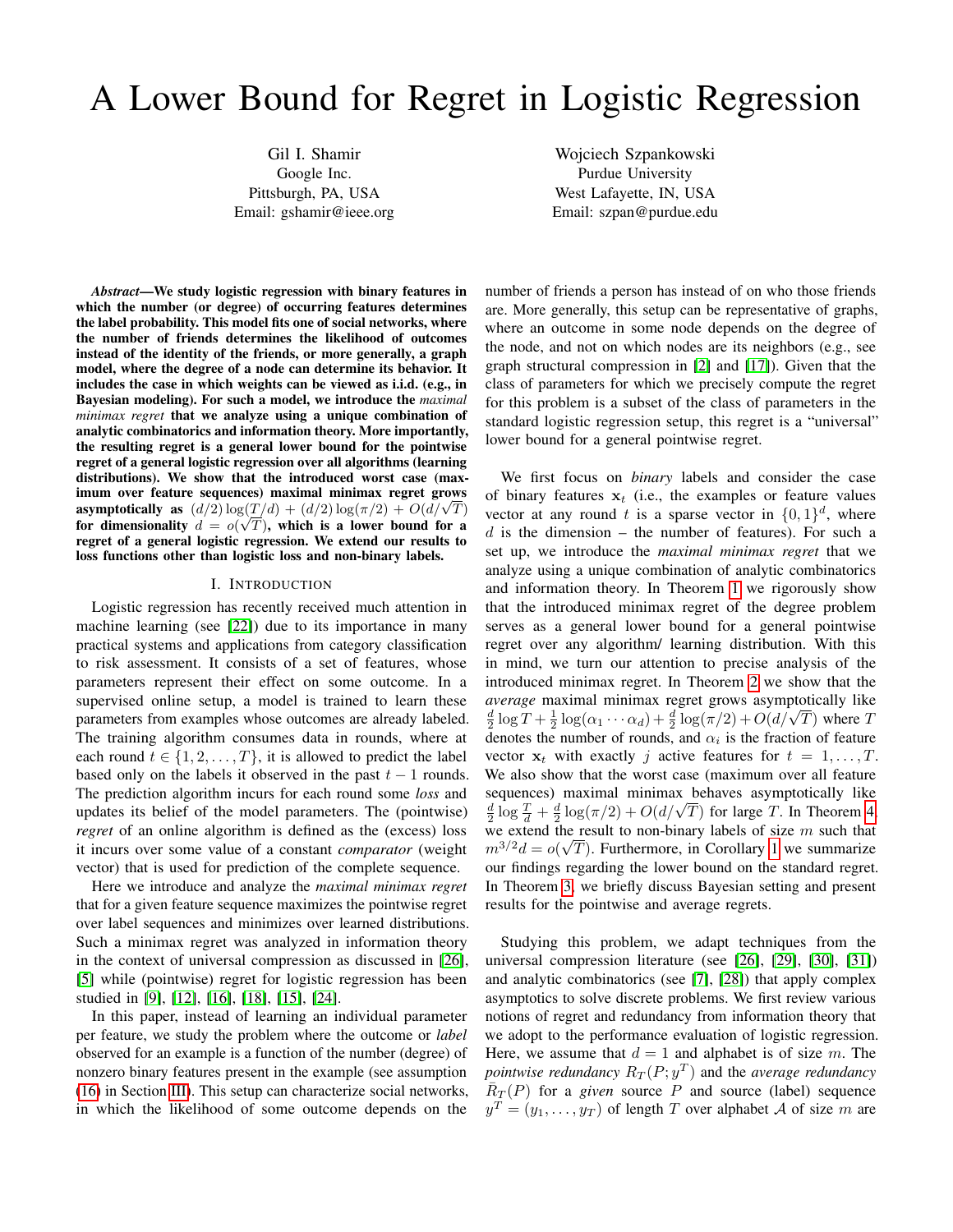# A Lower Bound for Regret in Logistic Regression

Gil I. Shamir
Google Inc.
Pittsburgh, PA, USA
Email: gshamir@ieee.org

Wojciech Szpankowski
Purdue University
West Lafayette, IN, USA
Email: szpan@purdue.edu

***Abstract*—We study logistic regression with binary features in which the number (or degree) of occurring features determines the label probability. This model fits one of social networks, where the number of friends determines the likelihood of outcomes instead of the identity of the friends, or more generally, a graph model, where the degree of a node can determine its behavior. It includes the case in which weights can be viewed as i.i.d. (e.g., in Bayesian modeling). For such a model, we introduce the *maximal minimax regret* that we analyze using a unique combination of analytic combinatorics and information theory. More importantly, the resulting regret is a general lower bound for the pointwise regret of a general logistic regression over all algorithms (learning distributions). We show that the introduced worst case (maximum over feature sequences) maximal minimax regret grows asymptotically as $(d/2)\log(T/d) + (d/2)\log(\pi/2) + O(d/\sqrt{T})$ for dimensionality $d = o(\sqrt{T})$, which is a lower bound for a regret of a general logistic regression. We extend our results to loss functions other than logistic loss and non-binary labels.**

## I. Introduction

Logistic regression has recently received much attention in machine learning (see [22]) due to its importance in many practical systems and applications from category classification to risk assessment. It consists of a set of features, whose parameters represent their effect on some outcome. In a supervised online setup, a model is trained to learn these parameters from examples whose outcomes are already labeled. The training algorithm consumes data in rounds, where at each round $t \in \{1, 2, \ldots, T\}$, it is allowed to predict the label based only on the labels it observed in the past $t-1$ rounds. The prediction algorithm incurs for each round some *loss* and updates its belief of the model parameters. The (pointwise) *regret* of an online algorithm is defined as the (excess) loss it incurs over some value of a constant *comparator* (weight vector) that is used for prediction of the complete sequence.

Here we introduce and analyze the *maximal minimax regret* that for a given feature sequence maximizes the pointwise regret over label sequences and minimizes over learned distributions. Such a minimax regret was analyzed in information theory in the context of universal compression as discussed in [26], [5] while (pointwise) regret for logistic regression has been studied in [9], [12], [16], [18], [15], [24].

In this paper, instead of learning an individual parameter per feature, we study the problem where the outcome or *label* observed for an example is a function of the number (degree) of nonzero binary features present in the example (see assumption (16) in Section III). This setup can characterize social networks, in which the likelihood of some outcome depends on the number of friends a person has instead of on who those friends are. More generally, this setup can be representative of graphs, where an outcome in some node depends on the degree of the node, and not on which nodes are its neighbors (e.g., see graph structural compression in [2] and [17]). Given that the class of parameters for which we precisely compute the regret for this problem is a subset of the class of parameters in the standard logistic regression setup, this regret is a "universal" lower bound for a general pointwise regret.

We first focus on *binary* labels and consider the case of binary features $\mathbf{x}_t$ (i.e., the examples or feature values vector at any round $t$ is a sparse vector in $\{0,1\}^d$, where $d$ is the dimension – the number of features). For such a set up, we introduce the *maximal minimax regret* that we analyze using a unique combination of analytic combinatorics and information theory. In Theorem 1 we rigorously show that the introduced minimax regret of the degree problem serves as a general lower bound for a general pointwise regret over any algorithm/ learning distribution. With this in mind, we turn our attention to precise analysis of the introduced minimax regret. In Theorem 2 we show that the *average* maximal minimax regret grows asymptotically like $\frac{d}{2}\log T + \frac{1}{2}\log(\alpha_1 \cdots \alpha_d) + \frac{d}{2}\log(\pi/2) + O(d/\sqrt{T})$ where $T$ denotes the number of rounds, and $\alpha_i$ is the fraction of feature vector $\mathbf{x}_t$ with exactly $j$ active features for $t = 1, \ldots, T$. We also show that the worst case (maximum over all feature sequences) maximal minimax behaves asymptotically like $\frac{d}{2}\log\frac{T}{d} + \frac{d}{2}\log(\pi/2) + O(d/\sqrt{T})$ for large $T$. In Theorem 4, we extend the result to non-binary labels of size $m$ such that $m^{3/2}d = o(\sqrt{T})$. Furthermore, in Corollary 1 we summarize our findings regarding the lower bound on the standard regret. In Theorem 3, we briefly discuss Bayesian setting and present results for the pointwise and average regrets.

Studying this problem, we adapt techniques from the universal compression literature (see [26], [29], [30], [31]) and analytic combinatorics (see [7], [28]) that apply complex asymptotics to solve discrete problems. We first review various notions of regret and redundancy from information theory that we adopt to the performance evaluation of logistic regression. Here, we assume that $d = 1$ and alphabet is of size $m$. The *pointwise redundancy* $R_T(P; y^T)$ and the *average redundancy* $\bar{R}_T(P)$ for a *given* source $P$ and source (label) sequence $y^T = (y_1, \ldots, y_T)$ of length $T$ over alphabet $\mathcal{A}$ of size $m$ are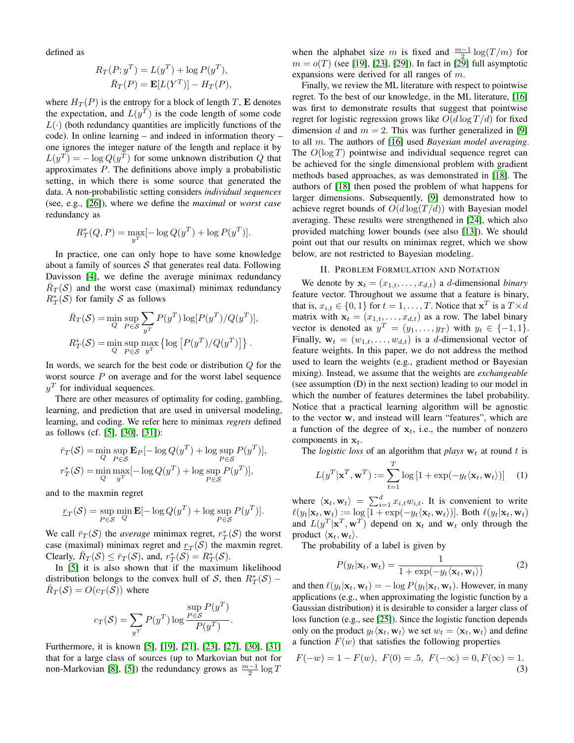defined as

$$
\begin{aligned}
R_T(P; y^T) &= L(y^T) + \log P(y^T), \\
\bar{R}_T(P) &= \mathbf{E}[L(Y^T)] - H_T(P),
\end{aligned}
$$

where $H_T(P)$ is the entropy for a block of length $T$, $\mathbf{E}$ denotes the expectation, and $L(y^T)$ is the code length of some code $L(\cdot)$ (both redundancy quantities are implicitly functions of the code). In online learning – and indeed in information theory – one ignores the integer nature of the length and replace it by $L(y^T) = -\log Q(y^T)$ for some unknown distribution $Q$ that approximates $P$. The definitions above imply a probabilistic setting, in which there is some source that generated the data. A non-probabilistic setting considers *individual sequences* (see, e.g., [26]), where we define the *maximal* or *worst case* redundancy as

$$
R_T^*(Q, P) = \max_{y^T}[-\log Q(y^T) + \log P(y^T)].
$$

In practice, one can only hope to have some knowledge about a family of sources $\mathcal{S}$ that generates real data. Following Davisson [4], we define the average minimax redundancy $\bar{R}_T(\mathcal{S})$ and the worst case (maximal) minimax redundancy $R_T^*(\mathcal{S})$ for family $\mathcal{S}$ as follows

$$
\begin{aligned}
\bar{R}_T(\mathcal{S}) &= \min_Q \sup_{P \in \mathcal{S}} \sum_{y^T} P(y^T) \log[P(y^T)/Q(y^T)], \\
R_T^*(\mathcal{S}) &= \min_Q \sup_{P \in \mathcal{S}} \max_{y^T} \left\{ \log \left[ P(y^T)/Q(y^T) \right] \right\}.
\end{aligned}
$$

In words, we search for the best code or distribution $Q$ for the worst source $P$ on average and for the worst label sequence $y^T$ for individual sequences.

There are other measures of optimality for coding, gambling, learning, and prediction that are used in universal modeling, learning, and coding. We refer here to minimax *regrets* defined as follows (cf. [5], [30], [31]):

$$
\begin{aligned}
\bar{r}_T(\mathcal{S}) &= \min_Q \sup_{P \in \mathcal{S}} \mathbf{E}_P[-\log Q(y^T) + \log \sup_{P \in \mathcal{S}} P(y^T)], \\
r_T^*(\mathcal{S}) &= \min_Q \max_{y^T}[-\log Q(y^T) + \log \sup_{P \in \mathcal{S}} P(y^T)],
\end{aligned}
$$

and to the maxmin regret

$$
\underline{r}_T(\mathcal{S}) = \sup_{P \in \mathcal{S}} \min_Q \mathbf{E}[-\log Q(y^T) + \log \sup_{P \in \mathcal{S}} P(y^T)].
$$

We call $\bar{r}_T(\mathcal{S})$ the *average* minimax regret, $r_T^*(\mathcal{S})$ the worst case (maximal) minimax regret and $\underline{r}_T(\mathcal{S})$ the maxmin regret. Clearly, $\bar{R}_T(\mathcal{S}) \leq \bar{r}_T(\mathcal{S})$, and, $r_T^*(\mathcal{S}) = R_T^*(\mathcal{S})$.

In [5] it is also shown that if the maximum likelihood distribution belongs to the convex hull of $\mathcal{S}$, then $R_T^*(\mathcal{S}) - \bar{R}_T(\mathcal{S}) = O(c_T(\mathcal{S}))$ where

$$
c_T(\mathcal{S}) = \sum_{y^T} P(y^T) \log \frac{\sup_{P \in \mathcal{S}} P(y^T)}{P(y^T)}.
$$

Furthermore, it is known [5], [19], [21], [23], [27], [30], [31] that for a large class of sources (up to Markovian but not for non-Markovian [8], [5]) the redundancy grows as $\frac{m-1}{2} \log T$ when the alphabet size $m$ is fixed and $\frac{m-1}{2} \log(T/m)$ for $m = o(T)$ (see [19], [23], [29]). In fact in [29] full asymptotic expansions were derived for all ranges of $m$.

Finally, we review the ML literature with respect to pointwise regret. To the best of our knowledge, in the ML literature, [16] was first to demonstrate results that suggest that pointwise regret for logistic regression grows like $O(d \log T/d)$ for fixed dimension $d$ and $m = 2$. This was further generalized in [9] to all $m$. The authors of [16] used *Bayesian model averaging*. The $O(\log T)$ pointwise and individual sequence regret can be achieved for the single dimensional problem with gradient methods based approaches, as was demonstrated in [18]. The authors of [18] then posed the problem of what happens for larger dimensions. Subsequently, [9] demonstrated how to achieve regret bounds of $O(d \log(T/d))$ with Bayesian model averaging. These results were strengthened in [24], which also provided matching lower bounds (see also [13]). We should point out that our results on minimax regret, which we show below, are not restricted to Bayesian modeling.

## II. Problem Formulation and Notation

We denote by $\mathbf{x}_t = (x_{1,t}, \ldots, x_{d,t})$ a $d$-dimensional *binary* feature vector. Throughout we assume that a feature is binary, that is, $x_{i,t} \in \{0, 1\}$ for $t = 1, \ldots, T$. Notice that $\mathbf{x}^T$ is a $T \times d$ matrix with $\mathbf{x}_t = (x_{1,t}, \ldots, x_{d,t})$ as a row. The label binary vector is denoted as $y^T = (y_1, \ldots, y_T)$ with $y_t \in \{-1, 1\}$. Finally, $\mathbf{w}_t = (w_{1,t}, \ldots, w_{d,t})$ is a $d$-dimensional vector of feature weights. In this paper, we do not address the method used to learn the weights (e.g., gradient method or Bayesian mixing). Instead, we assume that the weights are *exchangeable* (see assumption (D) in the next section) leading to our model in which the number of features determines the label probability. Notice that a practical learning algorithm will be agnostic to the vector $\mathbf{w}$, and instead will learn "features", which are a function of the degree of $\mathbf{x}_t$, i.e., the number of nonzero components in $\mathbf{x}_t$.

The *logistic loss* of an algorithm that *plays* $\mathbf{w}_t$ at round $t$ is

$$
L(y^T | \mathbf{x}^T, \mathbf{w}^T) := \sum_{t=1}^{T} \log\left[1 + \exp(-y_t \langle \mathbf{x}_t, \mathbf{w}_t \rangle)\right] \quad (1)
$$

where $\langle \mathbf{x}_t, \mathbf{w}_t \rangle = \sum_{i=1}^{d} x_{i,t} w_{i,t}$. It is convenient to write $\ell(y_t | \mathbf{x}_t, \mathbf{w}_t) := \log\left[1 + \exp(-y_t \langle \mathbf{x}_t, \mathbf{w}_t \rangle)\right]$. Both $\ell(y_t | \mathbf{x}_t, \mathbf{w}_t)$ and $L(y^T | \mathbf{x}^T, \mathbf{w}^T)$ depend on $\mathbf{x}_t$ and $\mathbf{w}_t$ only through the product $\langle \mathbf{x}_t, \mathbf{w}_t \rangle$.

The probability of a label is given by

$$
P(y_t | \mathbf{x}_t, \mathbf{w}_t) = \frac{1}{1 + \exp(-y_t \langle \mathbf{x}_t, \mathbf{w}_t \rangle)} \quad (2)
$$

and then $\ell(y_t | \mathbf{x}_t, \mathbf{w}_t) = -\log P(y_t | \mathbf{x}_t, \mathbf{w}_t)$. However, in many applications (e.g., when approximating the logistic function by a Gaussian distribution) it is desirable to consider a larger class of loss function (e.g., see [25]). Since the logistic function depends only on the product $y_t \langle \mathbf{x}_t, \mathbf{w}_t \rangle$ we set $w_t = \langle \mathbf{x}_t, \mathbf{w}_t \rangle$ and define a function $F(w)$ that satisfies the following properties

$$
F(-w) = 1 - F(w), \; F(0) = .5, \; F(-\infty) = 0, F(\infty) = 1. \quad (3)
$$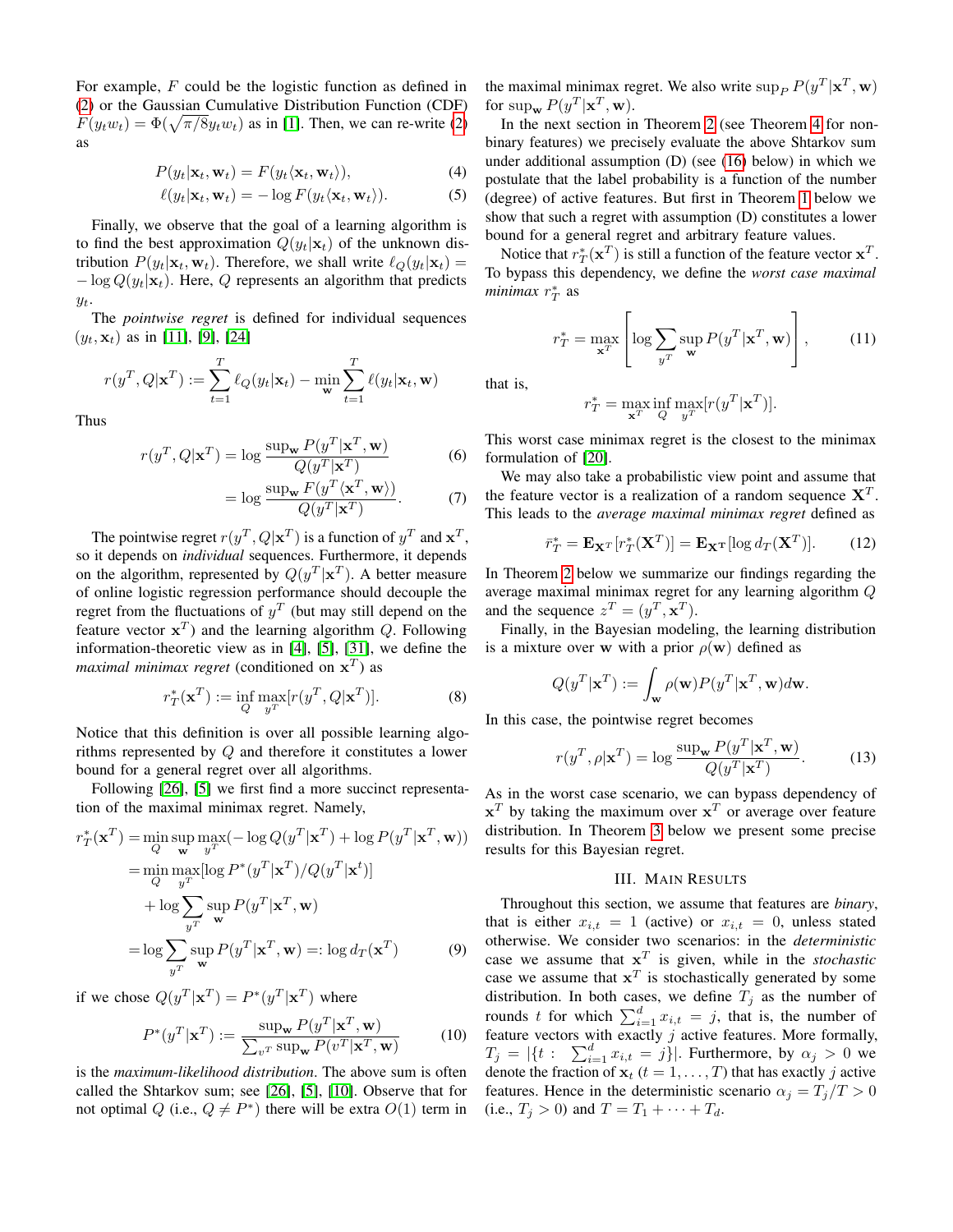For example, $F$ could be the logistic function as defined in (2) or the Gaussian Cumulative Distribution Function (CDF) $F(y_t w_t) = \Phi(\sqrt{\pi/8} y_t w_t)$ as in [1]. Then, we can re-write (2) as

$$P(y_t|\mathbf{x}_t, \mathbf{w}_t) = F(y_t\langle \mathbf{x}_t, \mathbf{w}_t\rangle), \tag{4}$$

$$\ell(y_t|\mathbf{x}_t, \mathbf{w}_t) = -\log F(y_t\langle \mathbf{x}_t, \mathbf{w}_t\rangle). \tag{5}$$

Finally, we observe that the goal of a learning algorithm is to find the best approximation $Q(y_t|\mathbf{x}_t)$ of the unknown distribution $P(y_t|\mathbf{x}_t, \mathbf{w}_t)$. Therefore, we shall write $\ell_Q(y_t|\mathbf{x}_t) = -\log Q(y_t|\mathbf{x}_t)$. Here, $Q$ represents an algorithm that predicts $y_t$.

The *pointwise regret* is defined for individual sequences $(y_t, \mathbf{x}_t)$ as in [11], [9], [24]

$$r(y^T, Q|\mathbf{x}^T) := \sum_{t=1}^{T} \ell_Q(y_t|\mathbf{x}_t) - \min_{\mathbf{w}} \sum_{t=1}^{T} \ell(y_t|\mathbf{x}_t, \mathbf{w})$$

Thus

$$r(y^T, Q|\mathbf{x}^T) = \log \frac{\sup_{\mathbf{w}} P(y^T|\mathbf{x}^T, \mathbf{w})}{Q(y^T|\mathbf{x}^T)} \tag{6}$$

$$= \log \frac{\sup_{\mathbf{w}} F(y^T\langle \mathbf{x}^T, \mathbf{w}\rangle)}{Q(y^T|\mathbf{x}^T)}. \tag{7}$$

The pointwise regret $r(y^T, Q|\mathbf{x}^T)$ is a function of $y^T$ and $\mathbf{x}^T$, so it depends on *individual* sequences. Furthermore, it depends on the algorithm, represented by $Q(y^T|\mathbf{x}^T)$. A better measure of online logistic regression performance should decouple the regret from the fluctuations of $y^T$ (but may still depend on the feature vector $\mathbf{x}^T$) and the learning algorithm $Q$. Following information-theoretic view as in [4], [5], [31], we define the *maximal minimax regret* (conditioned on $\mathbf{x}^T$) as

$$r_T^*(\mathbf{x}^T) := \inf_Q \max_{y^T} [r(y^T, Q|\mathbf{x}^T)]. \tag{8}$$

Notice that this definition is over all possible learning algorithms represented by $Q$ and therefore it constitutes a lower bound for a general regret over all algorithms.

Following [26], [5] we first find a more succinct representation of the maximal minimax regret. Namely,

$$\begin{aligned}
r_T^*(\mathbf{x}^T) &= \min_Q \sup_{\mathbf{w}} \max_{y^T} (-\log Q(y^T|\mathbf{x}^T) + \log P(y^T|\mathbf{x}^T, \mathbf{w})) \\
&= \min_Q \max_{y^T} [\log P^*(y^T|\mathbf{x}^T)/Q(y^T|\mathbf{x}^t)] \\
&\quad + \log \sum_{y^T} \sup_{\mathbf{w}} P(y^T|\mathbf{x}^T, \mathbf{w}) \\
&= \log \sum_{y^T} \sup_{\mathbf{w}} P(y^T|\mathbf{x}^T, \mathbf{w}) =: \log d_T(\mathbf{x}^T)
\end{aligned} \tag{9}$$

if we chose $Q(y^T|\mathbf{x}^T) = P^*(y^T|\mathbf{x}^T)$ where

$$P^*(y^T|\mathbf{x}^T) := \frac{\sup_{\mathbf{w}} P(y^T|\mathbf{x}^T, \mathbf{w})}{\sum_{v^T} \sup_{\mathbf{w}} P(v^T|\mathbf{x}^T, \mathbf{w})} \tag{10}$$

is the *maximum-likelihood distribution*. The above sum is often called the Shtarkov sum; see [26], [5], [10]. Observe that for not optimal $Q$ (i.e., $Q \neq P^*$) there will be extra $O(1)$ term in the maximal minimax regret. We also write $\sup_P P(y^T|\mathbf{x}^T, \mathbf{w})$ for $\sup_{\mathbf{w}} P(y^T|\mathbf{x}^T, \mathbf{w})$.

In the next section in Theorem 2 (see Theorem 4 for non-binary features) we precisely evaluate the above Shtarkov sum under additional assumption (D) (see (16) below) in which we postulate that the label probability is a function of the number (degree) of active features. But first in Theorem 1 below we show that such a regret with assumption (D) constitutes a lower bound for a general regret and arbitrary feature values.

Notice that $r_T^*(\mathbf{x}^T)$ is still a function of the feature vector $\mathbf{x}^T$. To bypass this dependency, we define the *worst case maximal minimax* $r_T^*$ as

$$r_T^* = \max_{\mathbf{x}^T} \left[ \log \sum_{y^T} \sup_{\mathbf{w}} P(y^T|\mathbf{x}^T, \mathbf{w}) \right], \tag{11}$$

that is,

$$r_T^* = \max_{\mathbf{x}^T} \inf_Q \max_{y^T} [r(y^T|\mathbf{x}^T)].$$

This worst case minimax regret is the closest to the minimax formulation of [20].

We may also take a probabilistic view point and assume that the feature vector is a realization of a random sequence $\mathbf{X}^T$. This leads to the *average maximal minimax regret* defined as

$$\bar{r}_T^* = \mathbf{E}_{\mathbf{X}^T}[r_T^*(\mathbf{X}^T)] = \mathbf{E}_{\mathbf{X}^T}[\log d_T(\mathbf{X}^T)]. \tag{12}$$

In Theorem 2 below we summarize our findings regarding the average maximal minimax regret for any learning algorithm $Q$ and the sequence $z^T = (y^T, \mathbf{x}^T)$.

Finally, in the Bayesian modeling, the learning distribution is a mixture over $\mathbf{w}$ with a prior $\rho(\mathbf{w})$ defined as

$$Q(y^T|\mathbf{x}^T) := \int_{\mathbf{w}} \rho(\mathbf{w}) P(y^T|\mathbf{x}^T, \mathbf{w}) d\mathbf{w}.$$

In this case, the pointwise regret becomes

$$r(y^T, \rho|\mathbf{x}^T) = \log \frac{\sup_{\mathbf{w}} P(y^T|\mathbf{x}^T, \mathbf{w})}{Q(y^T|\mathbf{x}^T)}. \tag{13}$$

As in the worst case scenario, we can bypass dependency of $\mathbf{x}^T$ by taking the maximum over $\mathbf{x}^T$ or average over feature distribution. In Theorem 3 below we present some precise results for this Bayesian regret.

## III. Main Results

Throughout this section, we assume that features are *binary*, that is either $x_{i,t} = 1$ (active) or $x_{i,t} = 0$, unless stated otherwise. We consider two scenarios: in the *deterministic* case we assume that $\mathbf{x}^T$ is given, while in the *stochastic* case we assume that $\mathbf{x}^T$ is stochastically generated by some distribution. In both cases, we define $T_j$ as the number of rounds $t$ for which $\sum_{i=1}^{d} x_{i,t} = j$, that is, the number of feature vectors with exactly $j$ active features. More formally, $T_j = |\{t : \sum_{i=1}^{d} x_{i,t} = j\}|$. Furthermore, by $\alpha_j > 0$ we denote the fraction of $\mathbf{x}_t$ $(t = 1, \ldots, T)$ that has exactly $j$ active features. Hence in the deterministic scenario $\alpha_j = T_j/T > 0$ (i.e., $T_j > 0$) and $T = T_1 + \cdots + T_d$.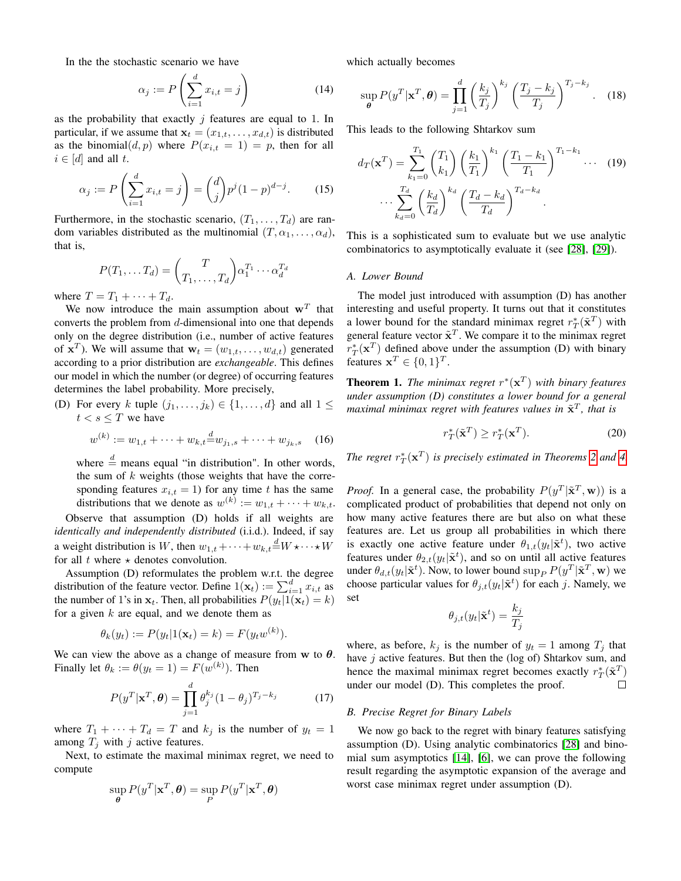In the the stochastic scenario we have

$$\alpha_j := P\left(\sum_{i=1}^{d} x_{i,t} = j\right) \tag{14}$$

as the probability that exactly $j$ features are equal to 1. In particular, if we assume that $\mathbf{x}_t = (x_{1,t}, \ldots, x_{d,t})$ is distributed as the binomial$(d, p)$ where $P(x_{i,t} = 1) = p$, then for all $i \in [d]$ and all $t$.

$$\alpha_j := P\left(\sum_{i=1}^{d} x_{i,t} = j\right) = \binom{d}{j} p^j (1-p)^{d-j}. \tag{15}$$

Furthermore, in the stochastic scenario, $(T_1, \ldots, T_d)$ are random variables distributed as the multinomial $(T, \alpha_1, \ldots, \alpha_d)$, that is,

$$P(T_1, \ldots T_d) = \binom{T}{T_1, \ldots, T_d} \alpha_1^{T_1} \cdots \alpha_d^{T_d}$$

where $T = T_1 + \cdots + T_d$.

We now introduce the main assumption about $\mathbf{w}^T$ that converts the problem from $d$-dimensional into one that depends only on the degree distribution (i.e., number of active features of $\mathbf{x}^T$). We will assume that $\mathbf{w}_t = (w_{1,t}, \ldots, w_{d,t})$ generated according to a prior distribution are *exchangeable*. This defines our model in which the number (or degree) of occurring features determines the label probability. More precisely,

(D) For every $k$ tuple $(j_1, \ldots, j_k) \in \{1, \ldots, d\}$ and all $1 \le t < s \le T$ we have

$$w^{(k)} := w_{1,t} + \cdots + w_{k,t} \overset{d}{=} w_{j_1,s} + \cdots + w_{j_k,s} \tag{16}$$

where $\overset{d}{=}$ means equal "in distribution". In other words, the sum of $k$ weights (those weights that have the corresponding features $x_{i,t} = 1$) for any time $t$ has the same distributions that we denote as $w^{(k)} := w_{1,t} + \cdots + w_{k,t}$.

Observe that assumption (D) holds if all weights are *identically and independently distributed* (i.i.d.). Indeed, if say a weight distribution is $W$, then $w_{1,t} + \cdots + w_{k,t} \overset{d}{=} W \star \cdots \star W$ for all $t$ where $\star$ denotes convolution.

Assumption (D) reformulates the problem w.r.t. the degree distribution of the feature vector. Define $1(\mathbf{x}_t) := \sum_{i=1}^{d} x_{i,t}$ as the number of 1's in $\mathbf{x}_t$. Then, all probabilities $P(y_t | 1(\mathbf{x}_t) = k)$ for a given $k$ are equal, and we denote them as

$$\theta_k(y_t) := P(y_t | 1(\mathbf{x}_t) = k) = F(y_t w^{(k)}).$$

We can view the above as a change of measure from $\mathbf{w}$ to $\boldsymbol{\theta}$. Finally let $\theta_k := \theta(y_t = 1) = F(w^{(k)})$. Then

$$P(y^T | \mathbf{x}^T, \boldsymbol{\theta}) = \prod_{j=1}^{d} \theta_j^{k_j} (1 - \theta_j)^{T_j - k_j} \tag{17}$$

where $T_1 + \cdots + T_d = T$ and $k_j$ is the number of $y_t = 1$ among $T_j$ with $j$ active features.

Next, to estimate the maximal minimax regret, we need to compute

$$\sup_{\boldsymbol{\theta}} P(y^T | \mathbf{x}^T, \boldsymbol{\theta}) = \sup_{P} P(y^T | \mathbf{x}^T, \boldsymbol{\theta})$$

which actually becomes

$$\sup_{\boldsymbol{\theta}} P(y^T | \mathbf{x}^T, \boldsymbol{\theta}) = \prod_{j=1}^{d} \left(\frac{k_j}{T_j}\right)^{k_j} \left(\frac{T_j - k_j}{T_j}\right)^{T_j - k_j}. \tag{18}$$

This leads to the following Shtarkov sum

$$d_T(\mathbf{x}^T) = \sum_{k_1=0}^{T_1} \binom{T_1}{k_1} \left(\frac{k_1}{T_1}\right)^{k_1} \left(\frac{T_1 - k_1}{T_1}\right)^{T_1 - k_1} \cdots \tag{19}$$
$$\cdots \sum_{k_d=0}^{T_d} \binom{k_d}{T_d} \left(\frac{k_d}{T_d}\right)^{k_d} \left(\frac{T_d - k_d}{T_d}\right)^{T_d - k_d}.$$

This is a sophisticated sum to evaluate but we use analytic combinatorics to asymptotically evaluate it (see [28], [29]).

### A. Lower Bound

The model just introduced with assumption (D) has another interesting and useful property. It turns out that it constitutes a lower bound for the standard minimax regret $r_T^*(\tilde{\mathbf{x}}^T)$ with general feature vector $\tilde{\mathbf{x}}^T$. We compare it to the minimax regret $r_T^*(\mathbf{x}^T)$ defined above under the assumption (D) with binary features $\mathbf{x}^T \in \{0, 1\}^T$.

**Theorem 1.** *The minimax regret $r^*(\mathbf{x}^T)$ with binary features under assumption (D) constitutes a lower bound for a general maximal minimax regret with features values in $\tilde{\mathbf{x}}^T$, that is*

$$r_T^*(\tilde{\mathbf{x}}^T) \ge r_T^*(\mathbf{x}^T). \tag{20}$$

*The regret $r_T^*(\mathbf{x}^T)$ is precisely estimated in Theorems 2 and 4.*

*Proof.* In a general case, the probability $P(y^T | \tilde{\mathbf{x}}^T, \mathbf{w}))$ is a complicated product of probabilities that depend not only on how many active features there are but also on what these features are. Let us group all probabilities in which there is exactly one active feature under $\theta_{1,t}(y_t | \tilde{\mathbf{x}}^t)$, two active features under $\theta_{2,t}(y_t | \tilde{\mathbf{x}}^t)$, and so on until all active features under $\theta_{d,t}(y_t | \tilde{\mathbf{x}}^t)$. Now, to lower bound $\sup_P P(y^T | \tilde{\mathbf{x}}^T, \mathbf{w})$ we choose particular values for $\theta_{j,t}(y_t | \tilde{\mathbf{x}}^t)$ for each $j$. Namely, we set

$$\theta_{j,t}(y_t | \tilde{\mathbf{x}}^t) = \frac{k_j}{T_j}$$

where, as before, $k_j$ is the number of $y_t = 1$ among $T_j$ that have $j$ active features. But then the (log of) Shtarkov sum, and hence the maximal minimax regret becomes exactly $r_T^*(\tilde{\mathbf{x}}^T)$ under our model (D). This completes the proof. □

### B. Precise Regret for Binary Labels

We now go back to the regret with binary features satisfying assumption (D). Using analytic combinatorics [28] and binomial sum asymptotics [14], [6], we can prove the following result regarding the asymptotic expansion of the average and worst case minimax regret under assumption (D).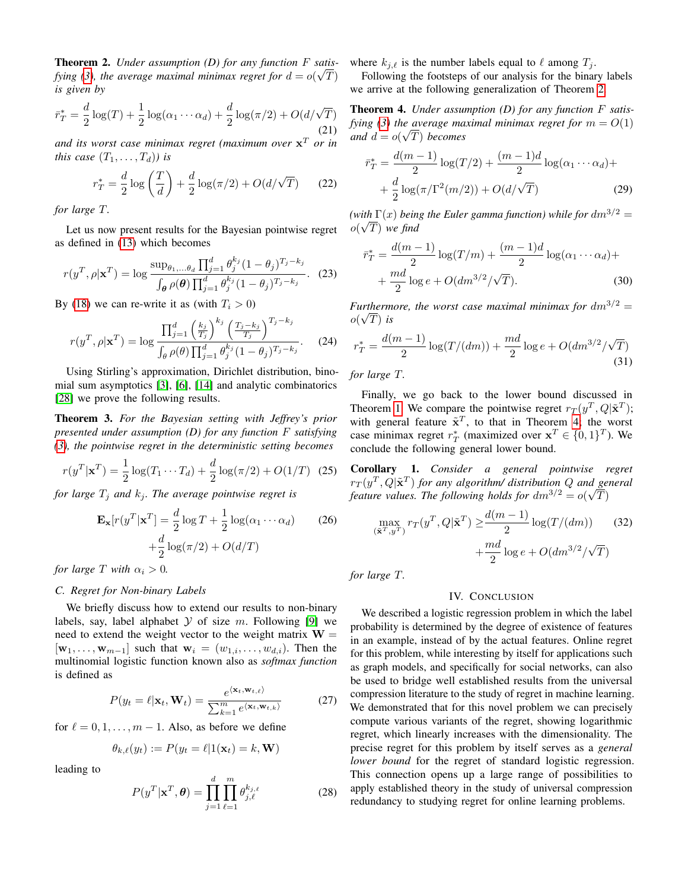**Theorem 2.** *Under assumption (D) for any function $F$ satisfying (3), the average maximal minimax regret for $d = o(\sqrt{T})$ is given by*

$$\bar{r}_T^* = \frac{d}{2}\log(T) + \frac{1}{2}\log(\alpha_1 \cdots \alpha_d) + \frac{d}{2}\log(\pi/2) + O(d/\sqrt{T}) \tag{21}$$

*and its worst case minimax regret (maximum over $\mathbf{x}^T$ or in this case $(T_1, \dots, T_d)$) is*

$$r_T^* = \frac{d}{2}\log\left(\frac{T}{d}\right) + \frac{d}{2}\log(\pi/2) + O(d/\sqrt{T}) \tag{22}$$

*for large $T$.*

Let us now present results for the Bayesian pointwise regret as defined in (13) which becomes

$$r(y^T, \rho|\mathbf{x}^T) = \log \frac{\sup_{\theta_1, \dots \theta_d} \prod_{j=1}^d \theta_j^{k_j}(1-\theta_j)^{T_j - k_j}}{\int_{\boldsymbol{\theta}} \rho(\boldsymbol{\theta}) \prod_{j=1}^d \theta_j^{k_j}(1-\theta_j)^{T_j - k_j}}. \tag{23}$$

By (18) we can re-write it as (with $T_i > 0$)

$$r(y^T, \rho|\mathbf{x}^T) = \log \frac{\prod_{j=1}^d \left(\frac{k_j}{T_j}\right)^{k_j} \left(\frac{T_j - k_j}{T_j}\right)^{T_j - k_j}}{\int_\theta \rho(\theta) \prod_{j=1}^d \theta_j^{k_j}(1-\theta_j)^{T_j - k_j}}. \tag{24}$$

Using Stirling's approximation, Dirichlet distribution, binomial sum asymptotics [3], [6], [14] and analytic combinatorics [28] we prove the following results.

**Theorem 3.** *For the Bayesian setting with Jeffrey's prior presented under assumption (D) for any function $F$ satisfying (3), the pointwise regret in the deterministic setting becomes*

$$r(y^T|\mathbf{x}^T) = \frac{1}{2}\log(T_1 \cdots T_d) + \frac{d}{2}\log(\pi/2) + O(1/T) \tag{25}$$

*for large $T_j$ and $k_j$. The average pointwise regret is*

$$\begin{aligned} \mathbf{E}_{\mathbf{x}}[r(y^T|\mathbf{x}^T)] = \frac{d}{2}\log T + \frac{1}{2}\log(\alpha_1 \cdots \alpha_d) \\ + \frac{d}{2}\log(\pi/2) + O(d/T) \end{aligned} \tag{26}$$

*for large $T$ with $\alpha_i > 0$.*

### C. Regret for Non-binary Labels

We briefly discuss how to extend our results to non-binary labels, say, label alphabet $\mathcal{Y}$ of size $m$. Following [9] we need to extend the weight vector to the weight matrix $\mathbf{W} = [\mathbf{w}_1, \dots, \mathbf{w}_{m-1}]$ such that $\mathbf{w}_i = (w_{1,i}, \dots, w_{d,i})$. Then the multinomial logistic function known also as *softmax function* is defined as

$$P(y_t = \ell|\mathbf{x}_t, \mathbf{W}_t) = \frac{e^{\langle \mathbf{x}_t, \mathbf{w}_{t,\ell}\rangle}}{\sum_{k=1}^m e^{\langle \mathbf{x}_t, \mathbf{w}_{t,k}\rangle}} \tag{27}$$

for $\ell = 0, 1, \dots, m-1$. Also, as before we define

$$\theta_{k,\ell}(y_t) := P(y_t = \ell | 1(\mathbf{x}_t) = k, \mathbf{W})$$

leading to

$$P(y^T|\mathbf{x}^T, \boldsymbol{\theta}) = \prod_{j=1}^d \prod_{\ell=1}^m \theta_{j,\ell}^{k_{j,\ell}} \tag{28}$$

where $k_{j,\ell}$ is the number labels equal to $\ell$ among $T_j$.

Following the footsteps of our analysis for the binary labels we arrive at the following generalization of Theorem 2.

**Theorem 4.** *Under assumption (D) for any function $F$ satisfying (3) the average maximal minimax regret for $m = O(1)$ and $d = o(\sqrt{T})$ becomes*

$$\begin{aligned} \bar{r}_T^* = \frac{d(m-1)}{2}\log(T/2) + \frac{(m-1)d}{2}\log(\alpha_1 \cdots \alpha_d) + \\ + \frac{d}{2}\log(\pi/\Gamma^2(m/2)) + O(d/\sqrt{T}) \end{aligned} \tag{29}$$

*(with $\Gamma(x)$ being the Euler gamma function) while for $dm^{3/2} = o(\sqrt{T})$ we find*

$$\begin{aligned} \bar{r}_T^* = \frac{d(m-1)}{2}\log(T/m) + \frac{(m-1)d}{2}\log(\alpha_1 \cdots \alpha_d) + \\ + \frac{md}{2}\log e + O(dm^{3/2}/\sqrt{T}). \end{aligned} \tag{30}$$

*Furthermore, the worst case maximal minimax for $dm^{3/2} = o(\sqrt{T})$ is*

$$r_T^* = \frac{d(m-1)}{2}\log(T/(dm)) + \frac{md}{2}\log e + O(dm^{3/2}/\sqrt{T}) \tag{31}$$

*for large $T$.*

Finally, we go back to the lower bound discussed in Theorem 1. We compare the pointwise regret $r_T(y^T, Q|\tilde{\mathbf{x}}^T)$; with general feature $\tilde{\mathbf{x}}^T$, to that in Theorem 4, the worst case minimax regret $r_T^*$ (maximized over $\mathbf{x}^T \in \{0,1\}^T$). We conclude the following general lower bound.

**Corollary 1.** *Consider a general pointwise regret $r_T(y^T, Q|\tilde{\mathbf{x}}^T)$ for any algorithm/ distribution $Q$ and general feature values. The following holds for $dm^{3/2} = o(\sqrt{T})$*

$$\begin{aligned} \max_{(\tilde{\mathbf{x}}^T, y^T)} r_T(y^T, Q|\tilde{\mathbf{x}}^T) \geq \frac{d(m-1)}{2}\log(T/(dm)) \\ + \frac{md}{2}\log e + O(dm^{3/2}/\sqrt{T}) \end{aligned} \tag{32}$$

*for large $T$.*

## IV. Conclusion

We described a logistic regression problem in which the label probability is determined by the degree of existence of features in an example, instead of by the actual features. Online regret for this problem, while interesting by itself for applications such as graph models, and specifically for social networks, can also be used to bridge well established results from the universal compression literature to the study of regret in machine learning. We demonstrated that for this novel problem we can precisely compute various variants of the regret, showing logarithmic regret, which linearly increases with the dimensionality. The precise regret for this problem by itself serves as a *general lower bound* for the regret of standard logistic regression. This connection opens up a large range of possibilities to apply established theory in the study of universal compression redundancy to studying regret for online learning problems.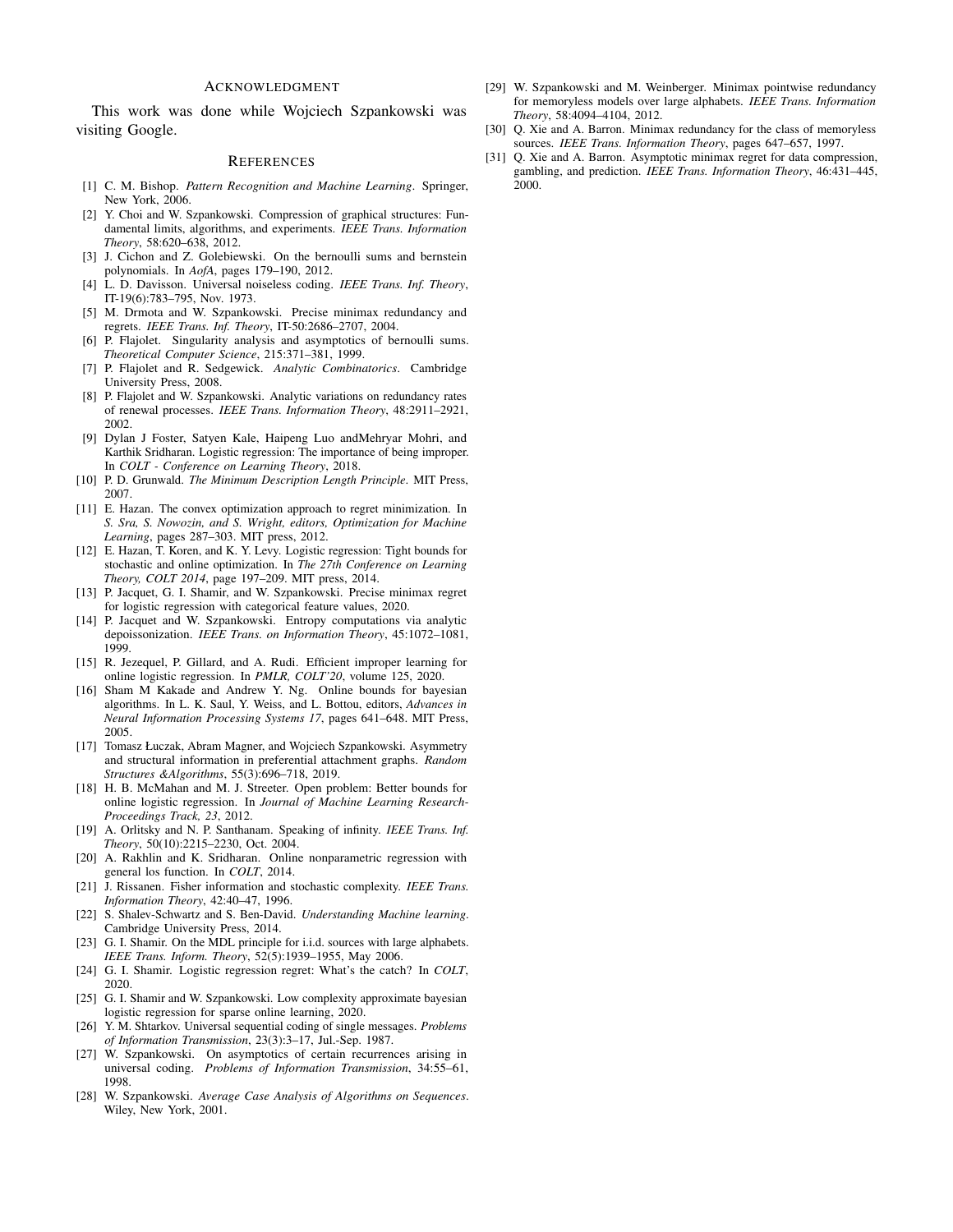## Acknowledgment

This work was done while Wojciech Szpankowski was visiting Google.

## References

[1] C. M. Bishop. *Pattern Recognition and Machine Learning*. Springer, New York, 2006.

[2] Y. Choi and W. Szpankowski. Compression of graphical structures: Fundamental limits, algorithms, and experiments. *IEEE Trans. Information Theory*, 58:620–638, 2012.

[3] J. Cichon and Z. Golebiewski. On the bernoulli sums and bernstein polynomials. In *AofA*, pages 179–190, 2012.

[4] L. D. Davisson. Universal noiseless coding. *IEEE Trans. Inf. Theory*, IT-19(6):783–795, Nov. 1973.

[5] M. Drmota and W. Szpankowski. Precise minimax redundancy and regrets. *IEEE Trans. Inf. Theory*, IT-50:2686–2707, 2004.

[6] P. Flajolet. Singularity analysis and asymptotics of bernoulli sums. *Theoretical Computer Science*, 215:371–381, 1999.

[7] P. Flajolet and R. Sedgewick. *Analytic Combinatorics*. Cambridge University Press, 2008.

[8] P. Flajolet and W. Szpankowski. Analytic variations on redundancy rates of renewal processes. *IEEE Trans. Information Theory*, 48:2911–2921, 2002.

[9] Dylan J Foster, Satyen Kale, Haipeng Luo andMehryar Mohri, and Karthik Sridharan. Logistic regression: The importance of being improper. In *COLT - Conference on Learning Theory*, 2018.

[10] P. D. Grunwald. *The Minimum Description Length Principle*. MIT Press, 2007.

[11] E. Hazan. The convex optimization approach to regret minimization. In *S. Sra, S. Nowozin, and S. Wright, editors, Optimization for Machine Learning*, pages 287–303. MIT press, 2012.

[12] E. Hazan, T. Koren, and K. Y. Levy. Logistic regression: Tight bounds for stochastic and online optimization. In *The 27th Conference on Learning Theory, COLT 2014*, page 197–209. MIT press, 2014.

[13] P. Jacquet, G. I. Shamir, and W. Szpankowski. Precise minimax regret for logistic regression with categorical feature values, 2020.

[14] P. Jacquet and W. Szpankowski. Entropy computations via analytic depoissonization. *IEEE Trans. on Information Theory*, 45:1072–1081, 1999.

[15] R. Jezequel, P. Gillard, and A. Rudi. Efficient improper learning for online logistic regression. In *PMLR, COLT'20*, volume 125, 2020.

[16] Sham M Kakade and Andrew Y. Ng. Online bounds for bayesian algorithms. In L. K. Saul, Y. Weiss, and L. Bottou, editors, *Advances in Neural Information Processing Systems 17*, pages 641–648. MIT Press, 2005.

[17] Tomasz Łuczak, Abram Magner, and Wojciech Szpankowski. Asymmetry and structural information in preferential attachment graphs. *Random Structures &Algorithms*, 55(3):696–718, 2019.

[18] H. B. McMahan and M. J. Streeter. Open problem: Better bounds for online logistic regression. In *Journal of Machine Learning Research-Proceedings Track, 23*, 2012.

[19] A. Orlitsky and N. P. Santhanam. Speaking of infinity. *IEEE Trans. Inf. Theory*, 50(10):2215–2230, Oct. 2004.

[20] A. Rakhlin and K. Sridharan. Online nonparametric regression with general los function. In *COLT*, 2014.

[21] J. Rissanen. Fisher information and stochastic complexity. *IEEE Trans. Information Theory*, 42:40–47, 1996.

[22] S. Shalev-Schwartz and S. Ben-David. *Understanding Machine learning*. Cambridge University Press, 2014.

[23] G. I. Shamir. On the MDL principle for i.i.d. sources with large alphabets. *IEEE Trans. Inform. Theory*, 52(5):1939–1955, May 2006.

[24] G. I. Shamir. Logistic regression regret: What's the catch? In *COLT*, 2020.

[25] G. I. Shamir and W. Szpankowski. Low complexity approximate bayesian logistic regression for sparse online learning, 2020.

[26] Y. M. Shtarkov. Universal sequential coding of single messages. *Problems of Information Transmission*, 23(3):3–17, Jul.-Sep. 1987.

[27] W. Szpankowski. On asymptotics of certain recurrences arising in universal coding. *Problems of Information Transmission*, 34:55–61, 1998.

[28] W. Szpankowski. *Average Case Analysis of Algorithms on Sequences*. Wiley, New York, 2001.

[29] W. Szpankowski and M. Weinberger. Minimax pointwise redundancy for memoryless models over large alphabets. *IEEE Trans. Information Theory*, 58:4094–4104, 2012.

[30] Q. Xie and A. Barron. Minimax redundancy for the class of memoryless sources. *IEEE Trans. Information Theory*, pages 647–657, 1997.

[31] Q. Xie and A. Barron. Asymptotic minimax regret for data compression, gambling, and prediction. *IEEE Trans. Information Theory*, 46:431–445, 2000.